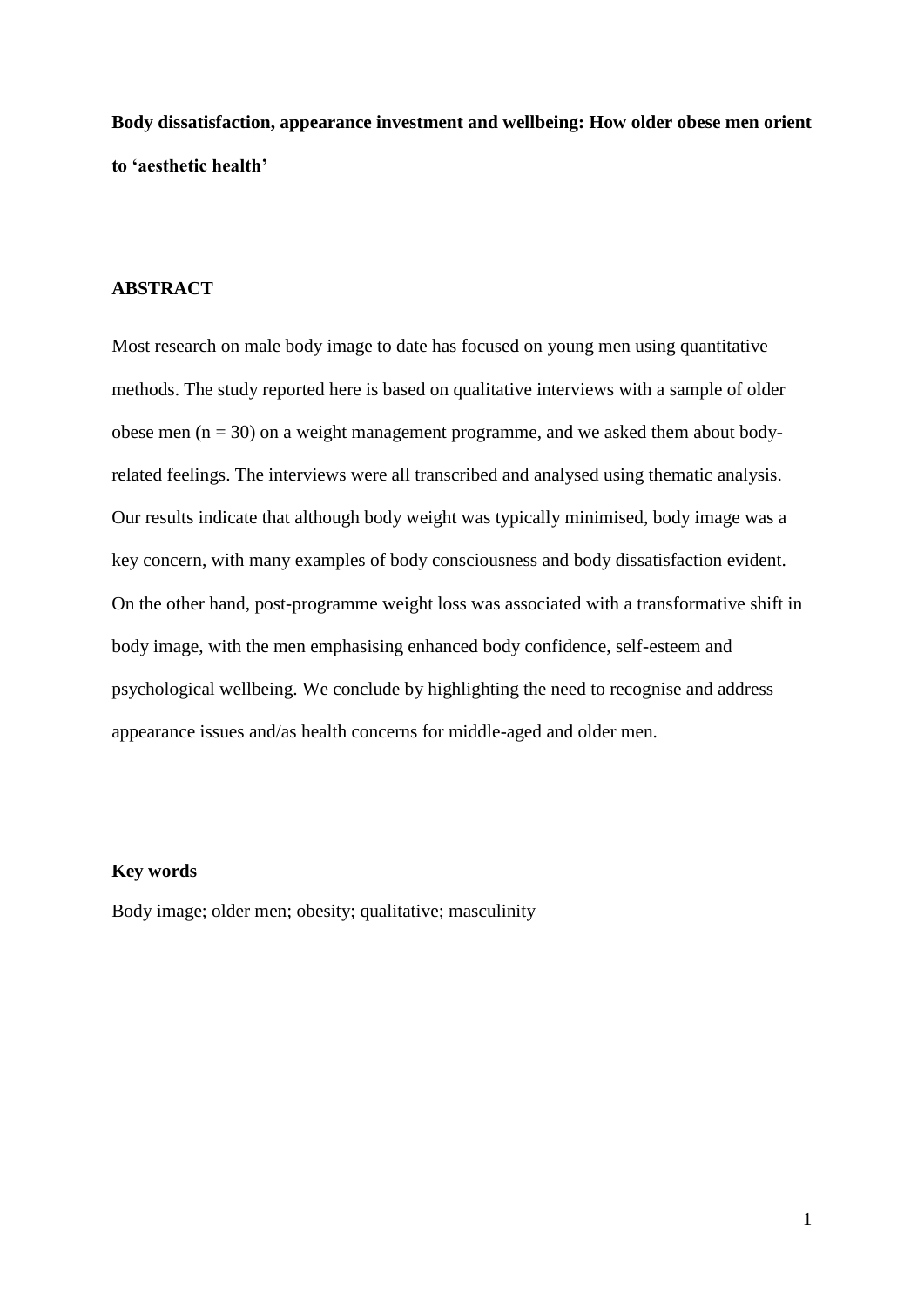**Body dissatisfaction, appearance investment and wellbeing: How older obese men orient to 'aesthetic health'**

## ABSTRACT

Most research on male body image to date has focused on young men using quantitative methods. The study reported here is based on qualitative interviews with a sample of older obese men (n = 30) on a weight management programme, and we asked them about body-related feelings. The interviews were all transcribed and analysed using thematic analysis. Our results indicate that although body weight was typically minimised, body image was a key concern, with many examples of body consciousness and body dissatisfaction evident. On the other hand, post-programme weight loss was associated with a transformative shift in body image, with the men emphasising enhanced body confidence, self-esteem and psychological wellbeing. We conclude by highlighting the need to recognise and address appearance issues and/as health concerns for middle-aged and older men.

**Key words**

Body image; older men; obesity; qualitative; masculinity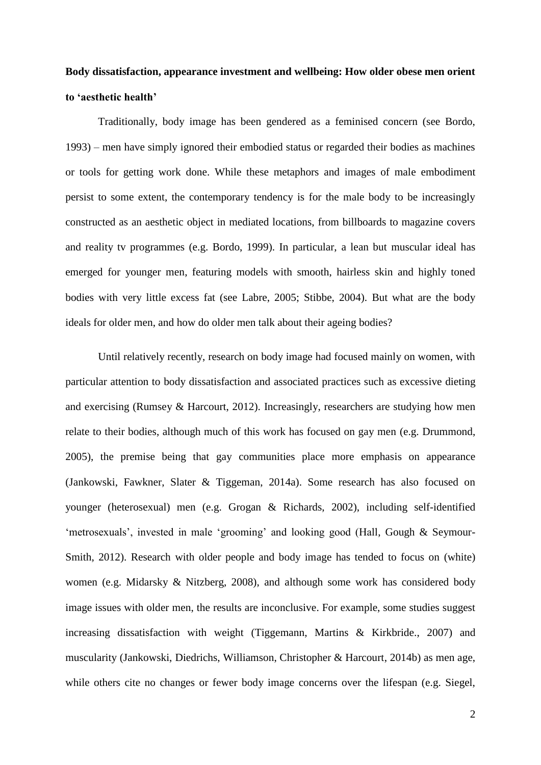**Body dissatisfaction, appearance investment and wellbeing: How older obese men orient to 'aesthetic health'**

Traditionally, body image has been gendered as a feminised concern (see Bordo, 1993) – men have simply ignored their embodied status or regarded their bodies as machines or tools for getting work done. While these metaphors and images of male embodiment persist to some extent, the contemporary tendency is for the male body to be increasingly constructed as an aesthetic object in mediated locations, from billboards to magazine covers and reality tv programmes (e.g. Bordo, 1999). In particular, a lean but muscular ideal has emerged for younger men, featuring models with smooth, hairless skin and highly toned bodies with very little excess fat (see Labre, 2005; Stibbe, 2004). But what are the body ideals for older men, and how do older men talk about their ageing bodies?

Until relatively recently, research on body image had focused mainly on women, with particular attention to body dissatisfaction and associated practices such as excessive dieting and exercising (Rumsey & Harcourt, 2012). Increasingly, researchers are studying how men relate to their bodies, although much of this work has focused on gay men (e.g. Drummond, 2005), the premise being that gay communities place more emphasis on appearance (Jankowski, Fawkner, Slater & Tiggeman, 2014a). Some research has also focused on younger (heterosexual) men (e.g. Grogan & Richards, 2002), including self-identified 'metrosexuals', invested in male 'grooming' and looking good (Hall, Gough & Seymour-Smith, 2012). Research with older people and body image has tended to focus on (white) women (e.g. Midarsky & Nitzberg, 2008), and although some work has considered body image issues with older men, the results are inconclusive. For example, some studies suggest increasing dissatisfaction with weight (Tiggemann, Martins & Kirkbride., 2007) and muscularity (Jankowski, Diedrichs, Williamson, Christopher & Harcourt, 2014b) as men age, while others cite no changes or fewer body image concerns over the lifespan (e.g. Siegel,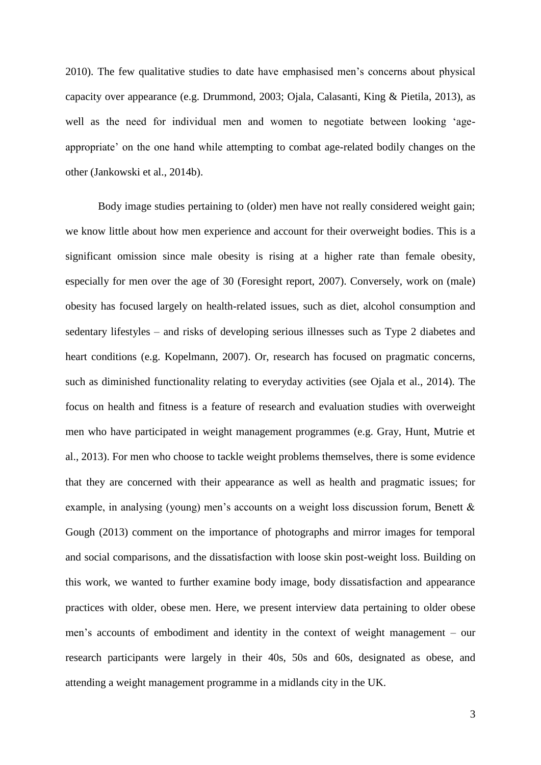2010). The few qualitative studies to date have emphasised men's concerns about physical capacity over appearance (e.g. Drummond, 2003; Ojala, Calasanti, King & Pietila, 2013), as well as the need for individual men and women to negotiate between looking 'age-appropriate' on the one hand while attempting to combat age-related bodily changes on the other (Jankowski et al., 2014b).

Body image studies pertaining to (older) men have not really considered weight gain; we know little about how men experience and account for their overweight bodies. This is a significant omission since male obesity is rising at a higher rate than female obesity, especially for men over the age of 30 (Foresight report, 2007). Conversely, work on (male) obesity has focused largely on health-related issues, such as diet, alcohol consumption and sedentary lifestyles – and risks of developing serious illnesses such as Type 2 diabetes and heart conditions (e.g. Kopelmann, 2007). Or, research has focused on pragmatic concerns, such as diminished functionality relating to everyday activities (see Ojala et al., 2014). The focus on health and fitness is a feature of research and evaluation studies with overweight men who have participated in weight management programmes (e.g. Gray, Hunt, Mutrie et al., 2013). For men who choose to tackle weight problems themselves, there is some evidence that they are concerned with their appearance as well as health and pragmatic issues; for example, in analysing (young) men's accounts on a weight loss discussion forum, Benett & Gough (2013) comment on the importance of photographs and mirror images for temporal and social comparisons, and the dissatisfaction with loose skin post-weight loss. Building on this work, we wanted to further examine body image, body dissatisfaction and appearance practices with older, obese men. Here, we present interview data pertaining to older obese men's accounts of embodiment and identity in the context of weight management – our research participants were largely in their 40s, 50s and 60s, designated as obese, and attending a weight management programme in a midlands city in the UK.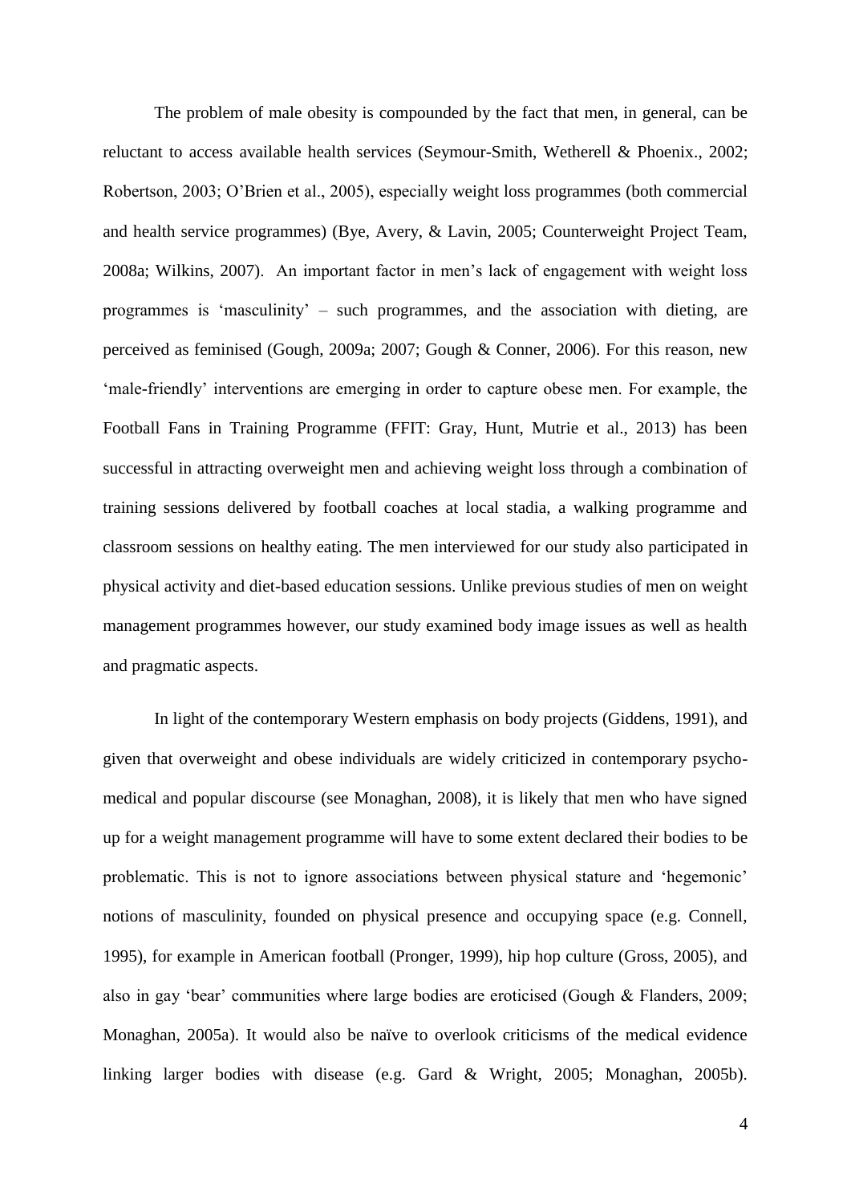The problem of male obesity is compounded by the fact that men, in general, can be reluctant to access available health services (Seymour-Smith, Wetherell & Phoenix., 2002; Robertson, 2003; O'Brien et al., 2005), especially weight loss programmes (both commercial and health service programmes) (Bye, Avery, & Lavin, 2005; Counterweight Project Team, 2008a; Wilkins, 2007). An important factor in men's lack of engagement with weight loss programmes is 'masculinity' – such programmes, and the association with dieting, are perceived as feminised (Gough, 2009a; 2007; Gough & Conner, 2006). For this reason, new 'male-friendly' interventions are emerging in order to capture obese men. For example, the Football Fans in Training Programme (FFIT: Gray, Hunt, Mutrie et al., 2013) has been successful in attracting overweight men and achieving weight loss through a combination of training sessions delivered by football coaches at local stadia, a walking programme and classroom sessions on healthy eating. The men interviewed for our study also participated in physical activity and diet-based education sessions. Unlike previous studies of men on weight management programmes however, our study examined body image issues as well as health and pragmatic aspects.

In light of the contemporary Western emphasis on body projects (Giddens, 1991), and given that overweight and obese individuals are widely criticized in contemporary psycho-medical and popular discourse (see Monaghan, 2008), it is likely that men who have signed up for a weight management programme will have to some extent declared their bodies to be problematic. This is not to ignore associations between physical stature and 'hegemonic' notions of masculinity, founded on physical presence and occupying space (e.g. Connell, 1995), for example in American football (Pronger, 1999), hip hop culture (Gross, 2005), and also in gay 'bear' communities where large bodies are eroticised (Gough & Flanders, 2009; Monaghan, 2005a). It would also be naïve to overlook criticisms of the medical evidence linking larger bodies with disease (e.g. Gard & Wright, 2005; Monaghan, 2005b).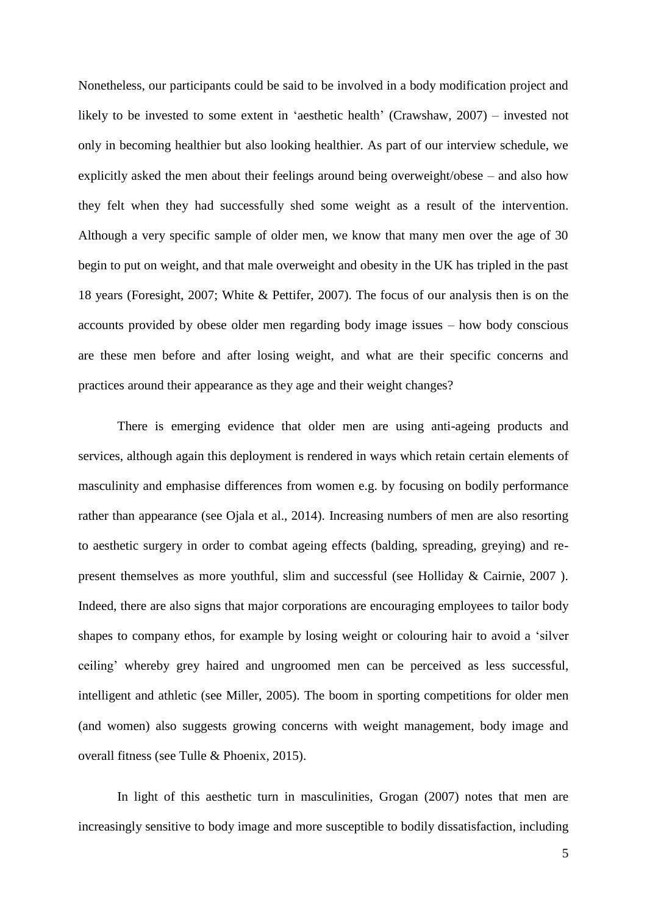Nonetheless, our participants could be said to be involved in a body modification project and likely to be invested to some extent in 'aesthetic health' (Crawshaw, 2007) – invested not only in becoming healthier but also looking healthier. As part of our interview schedule, we explicitly asked the men about their feelings around being overweight/obese – and also how they felt when they had successfully shed some weight as a result of the intervention. Although a very specific sample of older men, we know that many men over the age of 30 begin to put on weight, and that male overweight and obesity in the UK has tripled in the past 18 years (Foresight, 2007; White & Pettifer, 2007). The focus of our analysis then is on the accounts provided by obese older men regarding body image issues – how body conscious are these men before and after losing weight, and what are their specific concerns and practices around their appearance as they age and their weight changes?

There is emerging evidence that older men are using anti-ageing products and services, although again this deployment is rendered in ways which retain certain elements of masculinity and emphasise differences from women e.g. by focusing on bodily performance rather than appearance (see Ojala et al., 2014). Increasing numbers of men are also resorting to aesthetic surgery in order to combat ageing effects (balding, spreading, greying) and re-present themselves as more youthful, slim and successful (see Holliday & Cairnie, 2007 ). Indeed, there are also signs that major corporations are encouraging employees to tailor body shapes to company ethos, for example by losing weight or colouring hair to avoid a 'silver ceiling' whereby grey haired and ungroomed men can be perceived as less successful, intelligent and athletic (see Miller, 2005). The boom in sporting competitions for older men (and women) also suggests growing concerns with weight management, body image and overall fitness (see Tulle & Phoenix, 2015).

In light of this aesthetic turn in masculinities, Grogan (2007) notes that men are increasingly sensitive to body image and more susceptible to bodily dissatisfaction, including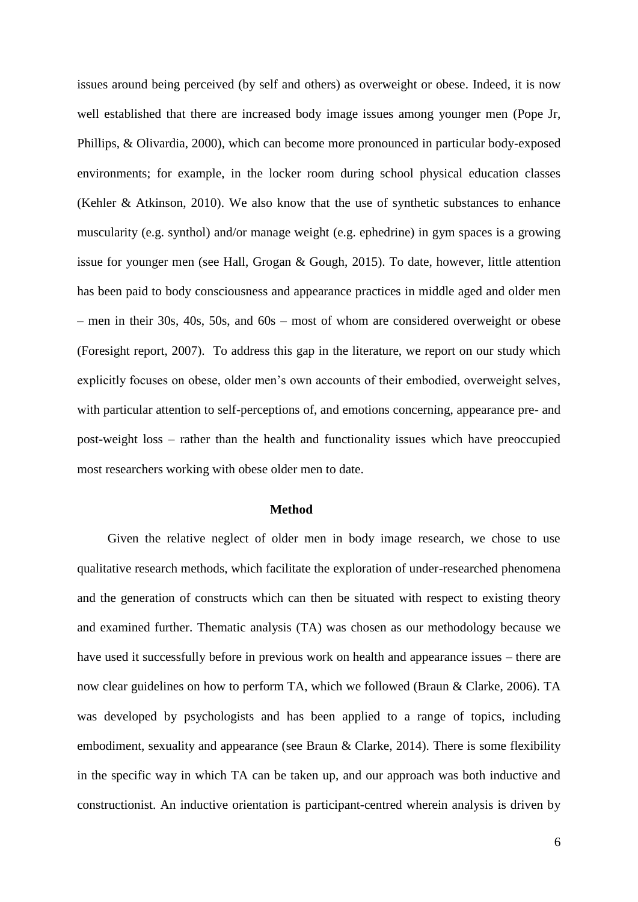issues around being perceived (by self and others) as overweight or obese. Indeed, it is now well established that there are increased body image issues among younger men (Pope Jr, Phillips, & Olivardia, 2000), which can become more pronounced in particular body-exposed environments; for example, in the locker room during school physical education classes (Kehler & Atkinson, 2010). We also know that the use of synthetic substances to enhance muscularity (e.g. synthol) and/or manage weight (e.g. ephedrine) in gym spaces is a growing issue for younger men (see Hall, Grogan & Gough, 2015). To date, however, little attention has been paid to body consciousness and appearance practices in middle aged and older men – men in their 30s, 40s, 50s, and 60s – most of whom are considered overweight or obese (Foresight report, 2007). To address this gap in the literature, we report on our study which explicitly focuses on obese, older men's own accounts of their embodied, overweight selves, with particular attention to self-perceptions of, and emotions concerning, appearance pre- and post-weight loss – rather than the health and functionality issues which have preoccupied most researchers working with obese older men to date.

## Method

Given the relative neglect of older men in body image research, we chose to use qualitative research methods, which facilitate the exploration of under-researched phenomena and the generation of constructs which can then be situated with respect to existing theory and examined further. Thematic analysis (TA) was chosen as our methodology because we have used it successfully before in previous work on health and appearance issues – there are now clear guidelines on how to perform TA, which we followed (Braun & Clarke, 2006). TA was developed by psychologists and has been applied to a range of topics, including embodiment, sexuality and appearance (see Braun & Clarke, 2014). There is some flexibility in the specific way in which TA can be taken up, and our approach was both inductive and constructionist. An inductive orientation is participant-centred wherein analysis is driven by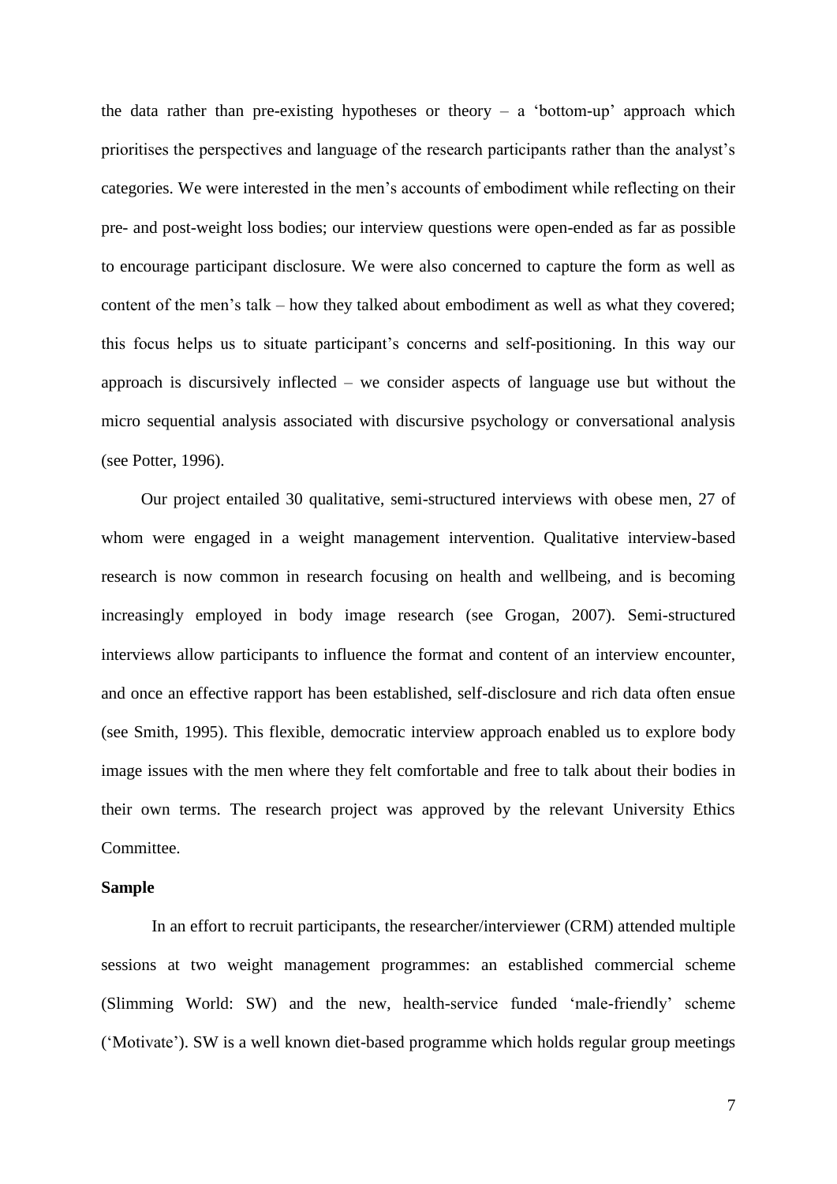the data rather than pre-existing hypotheses or theory – a 'bottom-up' approach which prioritises the perspectives and language of the research participants rather than the analyst's categories. We were interested in the men's accounts of embodiment while reflecting on their pre- and post-weight loss bodies; our interview questions were open-ended as far as possible to encourage participant disclosure. We were also concerned to capture the form as well as content of the men's talk – how they talked about embodiment as well as what they covered; this focus helps us to situate participant's concerns and self-positioning. In this way our approach is discursively inflected – we consider aspects of language use but without the micro sequential analysis associated with discursive psychology or conversational analysis (see Potter, 1996).

Our project entailed 30 qualitative, semi-structured interviews with obese men, 27 of whom were engaged in a weight management intervention. Qualitative interview-based research is now common in research focusing on health and wellbeing, and is becoming increasingly employed in body image research (see Grogan, 2007). Semi-structured interviews allow participants to influence the format and content of an interview encounter, and once an effective rapport has been established, self-disclosure and rich data often ensue (see Smith, 1995). This flexible, democratic interview approach enabled us to explore body image issues with the men where they felt comfortable and free to talk about their bodies in their own terms. The research project was approved by the relevant University Ethics Committee.

**Sample**

In an effort to recruit participants, the researcher/interviewer (CRM) attended multiple sessions at two weight management programmes: an established commercial scheme (Slimming World: SW) and the new, health-service funded 'male-friendly' scheme ('Motivate'). SW is a well known diet-based programme which holds regular group meetings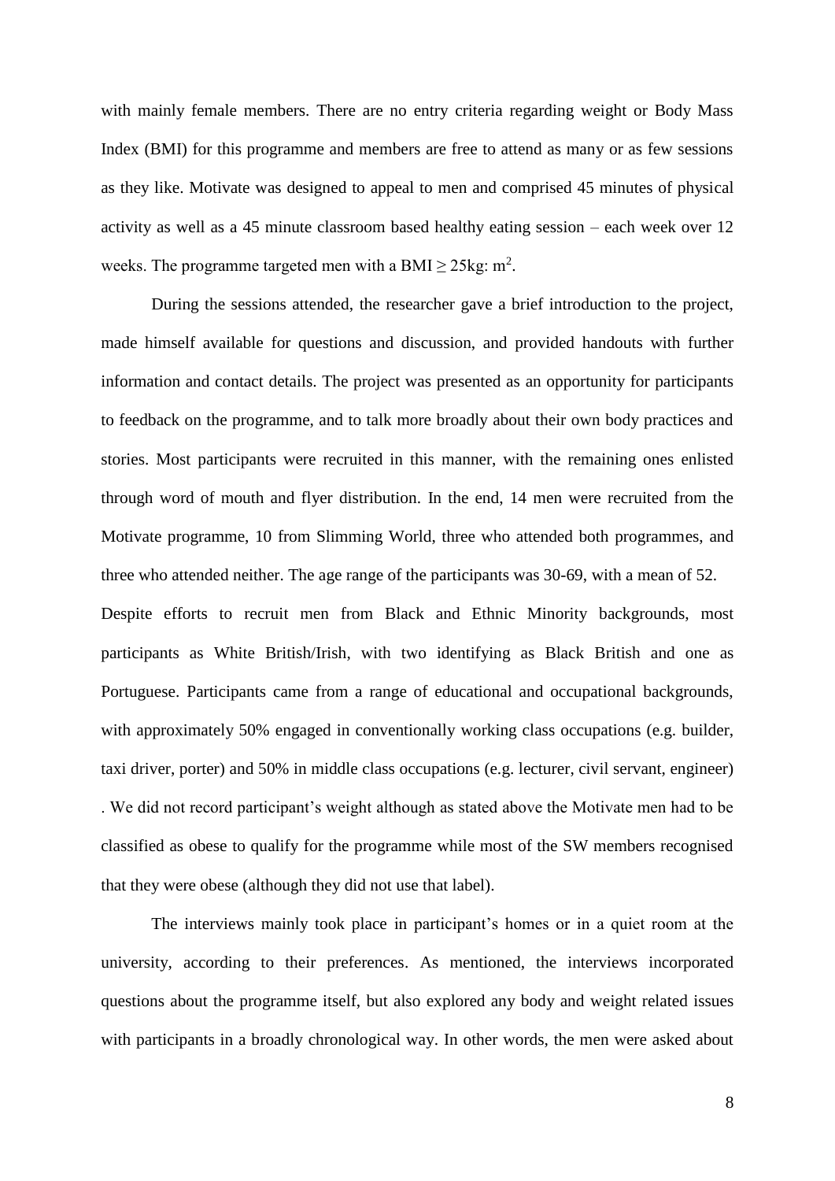with mainly female members. There are no entry criteria regarding weight or Body Mass Index (BMI) for this programme and members are free to attend as many or as few sessions as they like. Motivate was designed to appeal to men and comprised 45 minutes of physical activity as well as a 45 minute classroom based healthy eating session – each week over 12 weeks. The programme targeted men with a BMI $\geq$ 25kg: m$^2$.

During the sessions attended, the researcher gave a brief introduction to the project, made himself available for questions and discussion, and provided handouts with further information and contact details. The project was presented as an opportunity for participants to feedback on the programme, and to talk more broadly about their own body practices and stories. Most participants were recruited in this manner, with the remaining ones enlisted through word of mouth and flyer distribution. In the end, 14 men were recruited from the Motivate programme, 10 from Slimming World, three who attended both programmes, and three who attended neither. The age range of the participants was 30-69, with a mean of 52. Despite efforts to recruit men from Black and Ethnic Minority backgrounds, most participants as White British/Irish, with two identifying as Black British and one as Portuguese. Participants came from a range of educational and occupational backgrounds, with approximately 50% engaged in conventionally working class occupations (e.g. builder, taxi driver, porter) and 50% in middle class occupations (e.g. lecturer, civil servant, engineer) . We did not record participant's weight although as stated above the Motivate men had to be classified as obese to qualify for the programme while most of the SW members recognised that they were obese (although they did not use that label).

The interviews mainly took place in participant's homes or in a quiet room at the university, according to their preferences. As mentioned, the interviews incorporated questions about the programme itself, but also explored any body and weight related issues with participants in a broadly chronological way. In other words, the men were asked about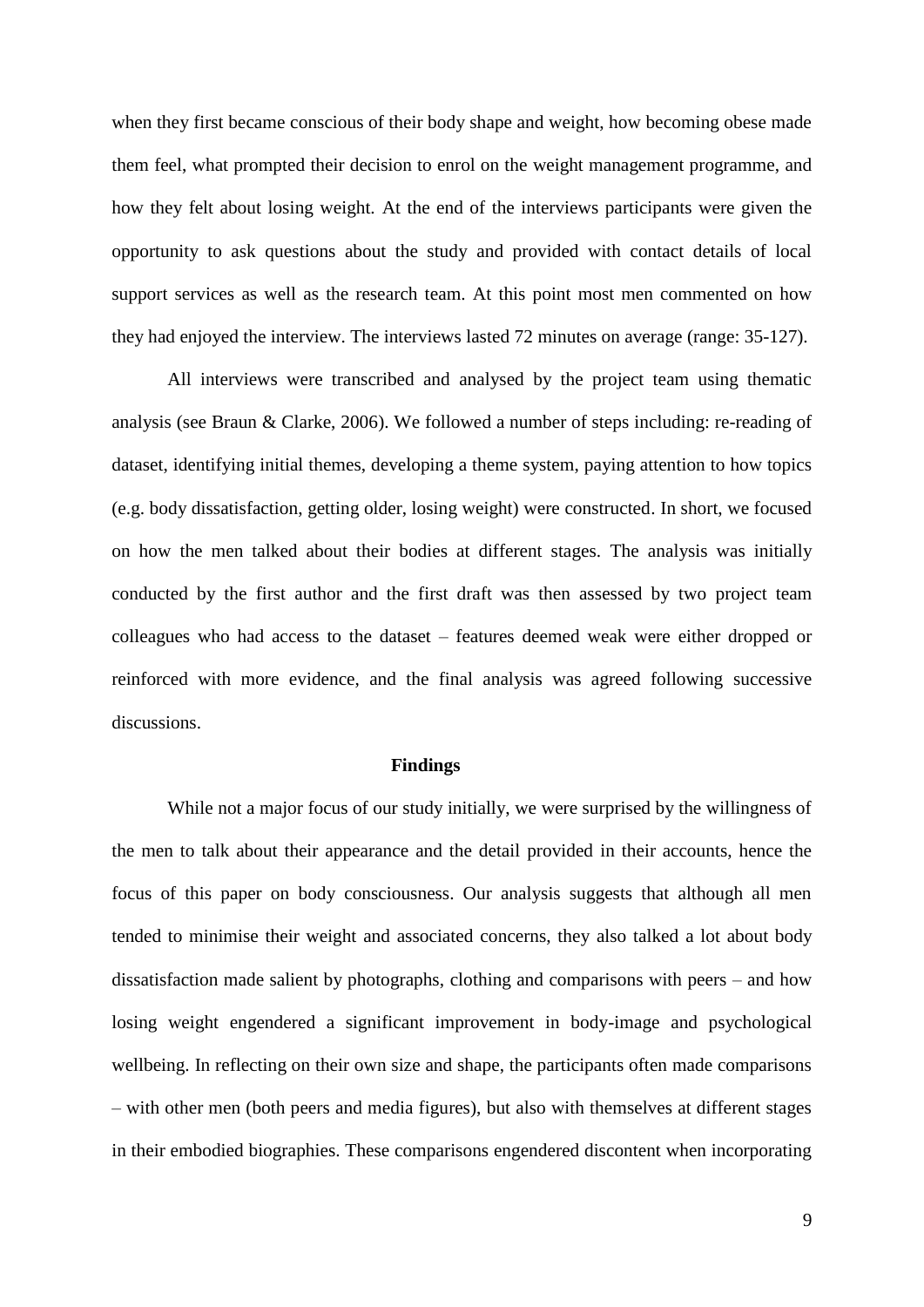when they first became conscious of their body shape and weight, how becoming obese made them feel, what prompted their decision to enrol on the weight management programme, and how they felt about losing weight. At the end of the interviews participants were given the opportunity to ask questions about the study and provided with contact details of local support services as well as the research team. At this point most men commented on how they had enjoyed the interview. The interviews lasted 72 minutes on average (range: 35-127).

All interviews were transcribed and analysed by the project team using thematic analysis (see Braun & Clarke, 2006). We followed a number of steps including: re-reading of dataset, identifying initial themes, developing a theme system, paying attention to how topics (e.g. body dissatisfaction, getting older, losing weight) were constructed. In short, we focused on how the men talked about their bodies at different stages. The analysis was initially conducted by the first author and the first draft was then assessed by two project team colleagues who had access to the dataset – features deemed weak were either dropped or reinforced with more evidence, and the final analysis was agreed following successive discussions.

## Findings

While not a major focus of our study initially, we were surprised by the willingness of the men to talk about their appearance and the detail provided in their accounts, hence the focus of this paper on body consciousness. Our analysis suggests that although all men tended to minimise their weight and associated concerns, they also talked a lot about body dissatisfaction made salient by photographs, clothing and comparisons with peers – and how losing weight engendered a significant improvement in body-image and psychological wellbeing. In reflecting on their own size and shape, the participants often made comparisons – with other men (both peers and media figures), but also with themselves at different stages in their embodied biographies. These comparisons engendered discontent when incorporating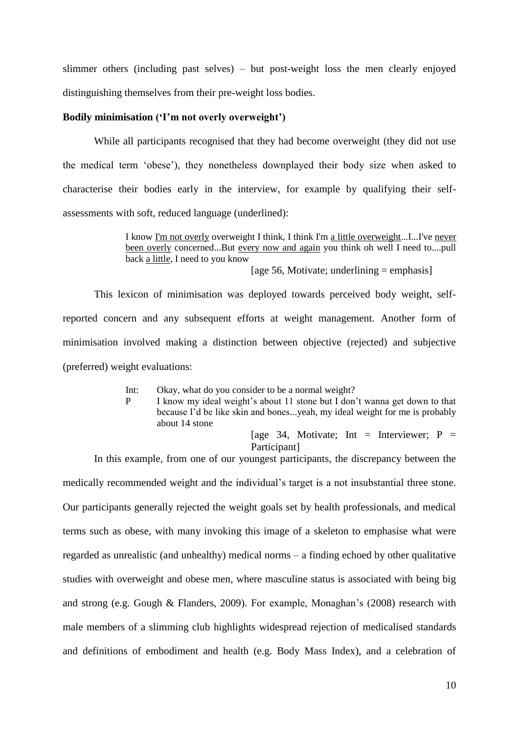slimmer others (including past selves) – but post-weight loss the men clearly enjoyed distinguishing themselves from their pre-weight loss bodies.

**Bodily minimisation ('I'm not overly overweight')**

While all participants recognised that they had become overweight (they did not use the medical term 'obese'), they nonetheless downplayed their body size when asked to characterise their bodies early in the interview, for example by qualifying their self-assessments with soft, reduced language (underlined):

> I know <u>I'm not overly</u> overweight I think, I think I'm <u>a little overweight</u>...I...I've <u>never been overly</u> concerned...But <u>every now and again</u> you think oh well I need to....pull back <u>a little</u>, I need to you know
>
> [age 56, Motivate; underlining = emphasis]

This lexicon of minimisation was deployed towards perceived body weight, self-reported concern and any subsequent efforts at weight management. Another form of minimisation involved making a distinction between objective (rejected) and subjective (preferred) weight evaluations:

> Int: Okay, what do you consider to be a normal weight?
>
> P I know my ideal weight's about 11 stone but I don't wanna get down to that because I'd be like skin and bones...yeah, my ideal weight for me is probably about 14 stone
>
> [age 34, Motivate; Int = Interviewer; P = Participant]

In this example, from one of our youngest participants, the discrepancy between the medically recommended weight and the individual's target is a not insubstantial three stone. Our participants generally rejected the weight goals set by health professionals, and medical terms such as obese, with many invoking this image of a skeleton to emphasise what were regarded as unrealistic (and unhealthy) medical norms – a finding echoed by other qualitative studies with overweight and obese men, where masculine status is associated with being big and strong (e.g. Gough & Flanders, 2009). For example, Monaghan's (2008) research with male members of a slimming club highlights widespread rejection of medicalised standards and definitions of embodiment and health (e.g. Body Mass Index), and a celebration of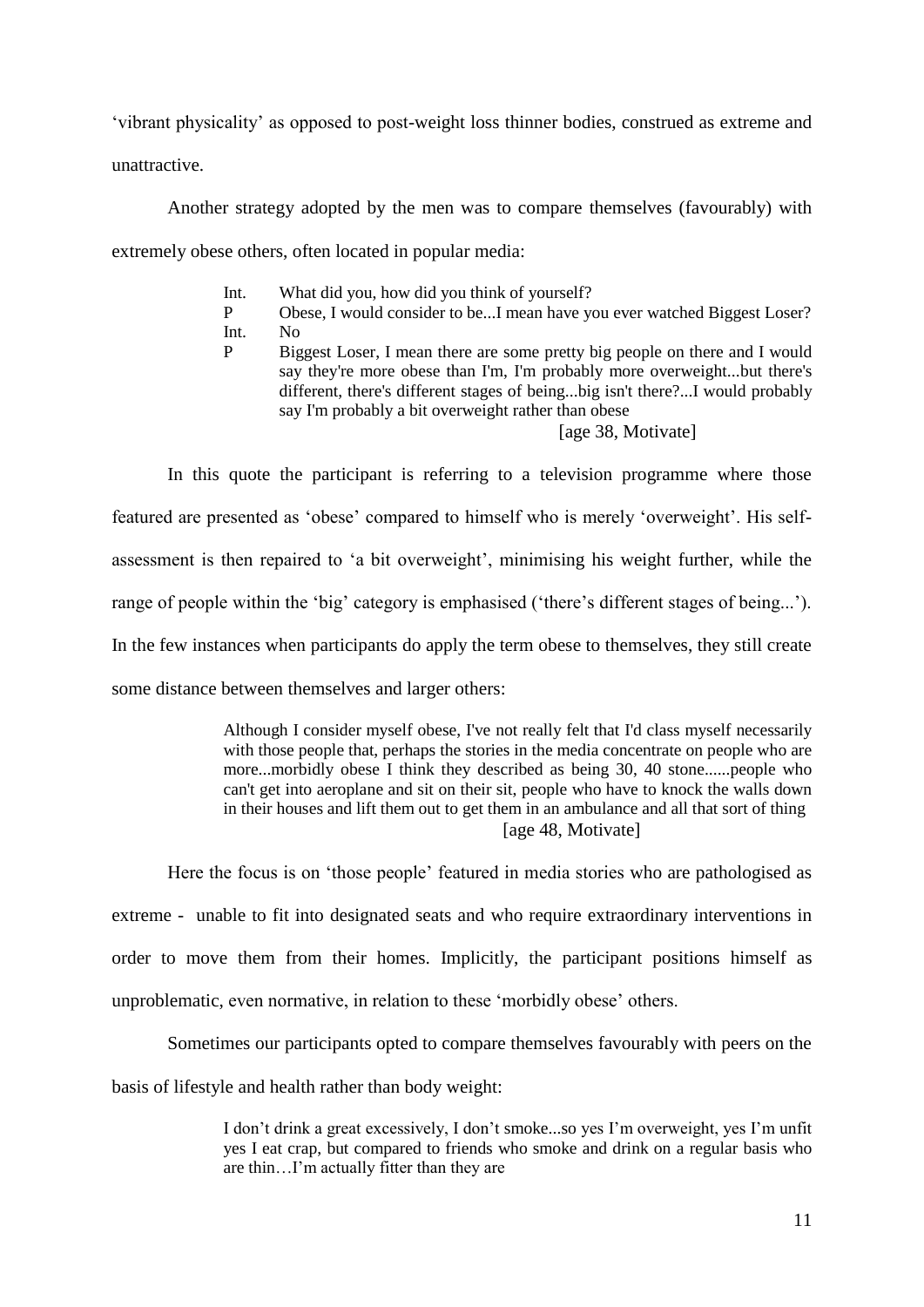'vibrant physicality' as opposed to post-weight loss thinner bodies, construed as extreme and unattractive.

Another strategy adopted by the men was to compare themselves (favourably) with extremely obese others, often located in popular media:

> Int. What did you, how did you think of yourself?
>
> P Obese, I would consider to be...I mean have you ever watched Biggest Loser?
>
> Int. No
>
> P Biggest Loser, I mean there are some pretty big people on there and I would say they're more obese than I'm, I'm probably more overweight...but there's different, there's different stages of being...big isn't there?...I would probably say I'm probably a bit overweight rather than obese
>
> [age 38, Motivate]

In this quote the participant is referring to a television programme where those featured are presented as 'obese' compared to himself who is merely 'overweight'. His self-assessment is then repaired to 'a bit overweight', minimising his weight further, while the range of people within the 'big' category is emphasised ('there's different stages of being...'). In the few instances when participants do apply the term obese to themselves, they still create some distance between themselves and larger others:

> Although I consider myself obese, I've not really felt that I'd class myself necessarily with those people that, perhaps the stories in the media concentrate on people who are more...morbidly obese I think they described as being 30, 40 stone......people who can't get into aeroplane and sit on their sit, people who have to knock the walls down in their houses and lift them out to get them in an ambulance and all that sort of thing
>
> [age 48, Motivate]

Here the focus is on 'those people' featured in media stories who are pathologised as extreme - unable to fit into designated seats and who require extraordinary interventions in order to move them from their homes. Implicitly, the participant positions himself as unproblematic, even normative, in relation to these 'morbidly obese' others.

Sometimes our participants opted to compare themselves favourably with peers on the basis of lifestyle and health rather than body weight:

> I don't drink a great excessively, I don't smoke...so yes I'm overweight, yes I'm unfit yes I eat crap, but compared to friends who smoke and drink on a regular basis who are thin…I'm actually fitter than they are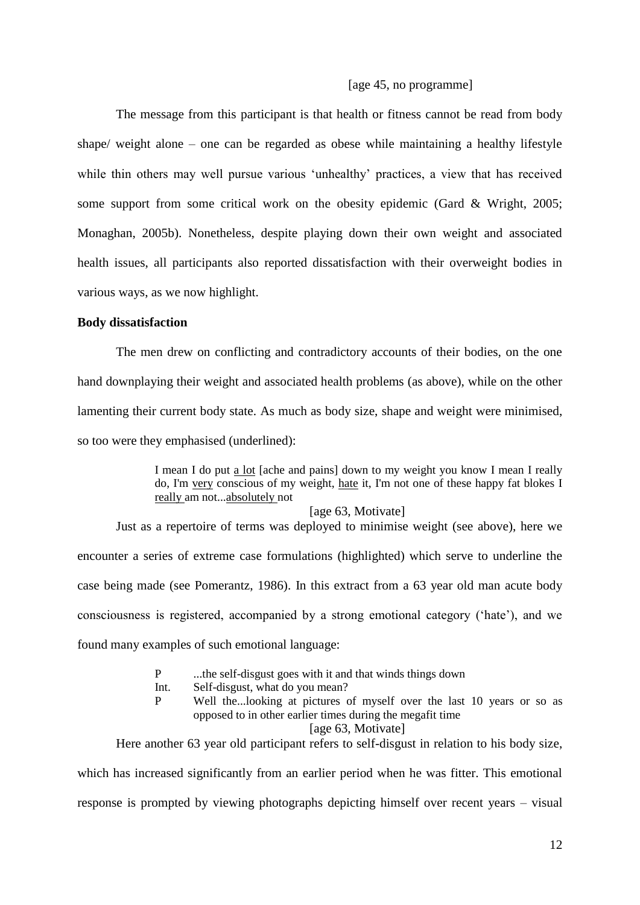[age 45, no programme]

The message from this participant is that health or fitness cannot be read from body shape/ weight alone – one can be regarded as obese while maintaining a healthy lifestyle while thin others may well pursue various 'unhealthy' practices, a view that has received some support from some critical work on the obesity epidemic (Gard & Wright, 2005; Monaghan, 2005b). Nonetheless, despite playing down their own weight and associated health issues, all participants also reported dissatisfaction with their overweight bodies in various ways, as we now highlight.

**Body dissatisfaction**

The men drew on conflicting and contradictory accounts of their bodies, on the one hand downplaying their weight and associated health problems (as above), while on the other lamenting their current body state. As much as body size, shape and weight were minimised, so too were they emphasised (underlined):

> I mean I do put <u>a lot</u> [ache and pains] down to my weight you know I mean I really do, I'm <u>very</u> conscious of my weight, <u>hate</u> it, I'm not one of these happy fat blokes I <u>really</u> am not...<u>absolutely</u> not
>
> [age 63, Motivate]

Just as a repertoire of terms was deployed to minimise weight (see above), here we encounter a series of extreme case formulations (highlighted) which serve to underline the case being made (see Pomerantz, 1986). In this extract from a 63 year old man acute body consciousness is registered, accompanied by a strong emotional category ('hate'), and we found many examples of such emotional language:

> P ...the self-disgust goes with it and that winds things down
>
> Int. Self-disgust, what do you mean?
>
> P Well the...looking at pictures of myself over the last 10 years or so as opposed to in other earlier times during the megafit time
>
> [age 63, Motivate]

Here another 63 year old participant refers to self-disgust in relation to his body size, which has increased significantly from an earlier period when he was fitter. This emotional response is prompted by viewing photographs depicting himself over recent years – visual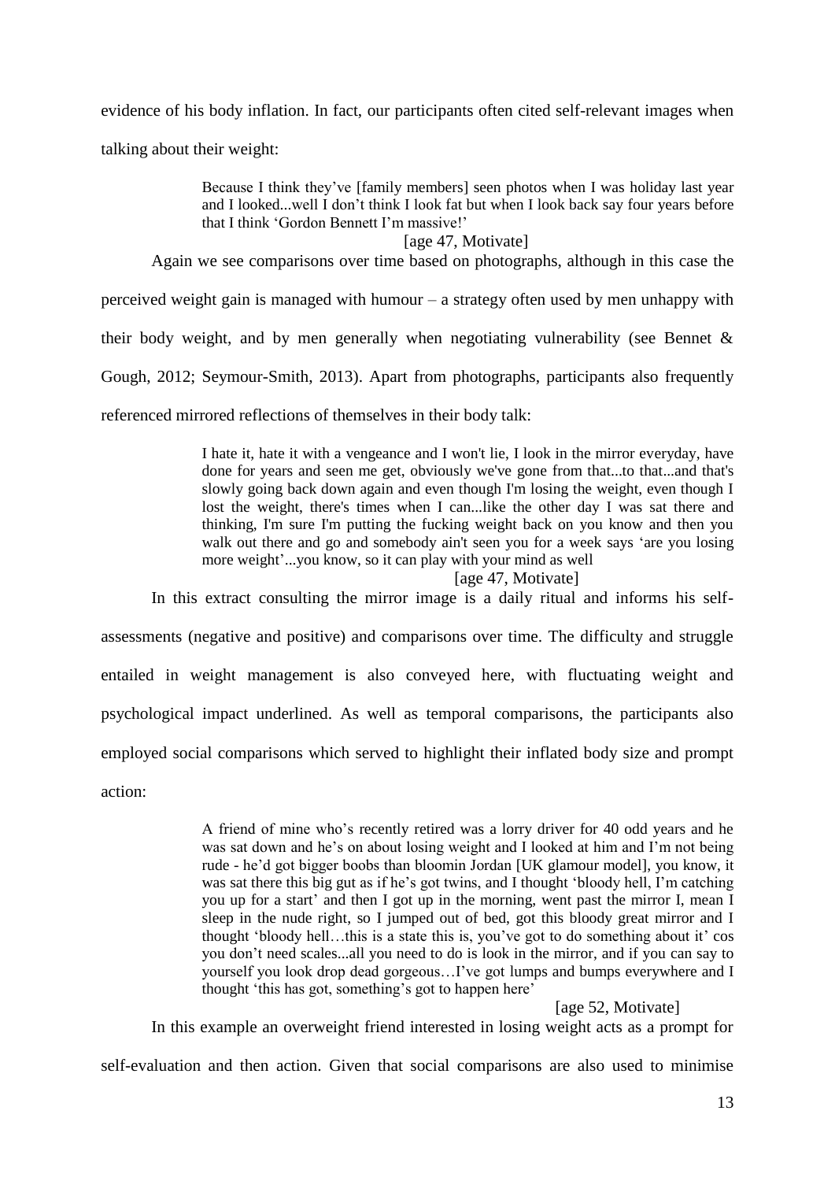evidence of his body inflation. In fact, our participants often cited self-relevant images when talking about their weight:

> Because I think they've [family members] seen photos when I was holiday last year and I looked...well I don't think I look fat but when I look back say four years before that I think 'Gordon Bennett I'm massive!'
>
> [age 47, Motivate]

Again we see comparisons over time based on photographs, although in this case the perceived weight gain is managed with humour – a strategy often used by men unhappy with their body weight, and by men generally when negotiating vulnerability (see Bennet & Gough, 2012; Seymour-Smith, 2013). Apart from photographs, participants also frequently referenced mirrored reflections of themselves in their body talk:

> I hate it, hate it with a vengeance and I won't lie, I look in the mirror everyday, have done for years and seen me get, obviously we've gone from that...to that...and that's slowly going back down again and even though I'm losing the weight, even though I lost the weight, there's times when I can...like the other day I was sat there and thinking, I'm sure I'm putting the fucking weight back on you know and then you walk out there and go and somebody ain't seen you for a week says 'are you losing more weight'...you know, so it can play with your mind as well
>
> [age 47, Motivate]

In this extract consulting the mirror image is a daily ritual and informs his self-assessments (negative and positive) and comparisons over time. The difficulty and struggle entailed in weight management is also conveyed here, with fluctuating weight and psychological impact underlined. As well as temporal comparisons, the participants also employed social comparisons which served to highlight their inflated body size and prompt action:

> A friend of mine who's recently retired was a lorry driver for 40 odd years and he was sat down and he's on about losing weight and I looked at him and I'm not being rude - he'd got bigger boobs than bloomin Jordan [UK glamour model], you know, it was sat there this big gut as if he's got twins, and I thought 'bloody hell, I'm catching you up for a start' and then I got up in the morning, went past the mirror I, mean I sleep in the nude right, so I jumped out of bed, got this bloody great mirror and I thought 'bloody hell…this is a state this is, you've got to do something about it' cos you don't need scales...all you need to do is look in the mirror, and if you can say to yourself you look drop dead gorgeous…I've got lumps and bumps everywhere and I thought 'this has got, something's got to happen here'
>
> [age 52, Motivate]

In this example an overweight friend interested in losing weight acts as a prompt for self-evaluation and then action. Given that social comparisons are also used to minimise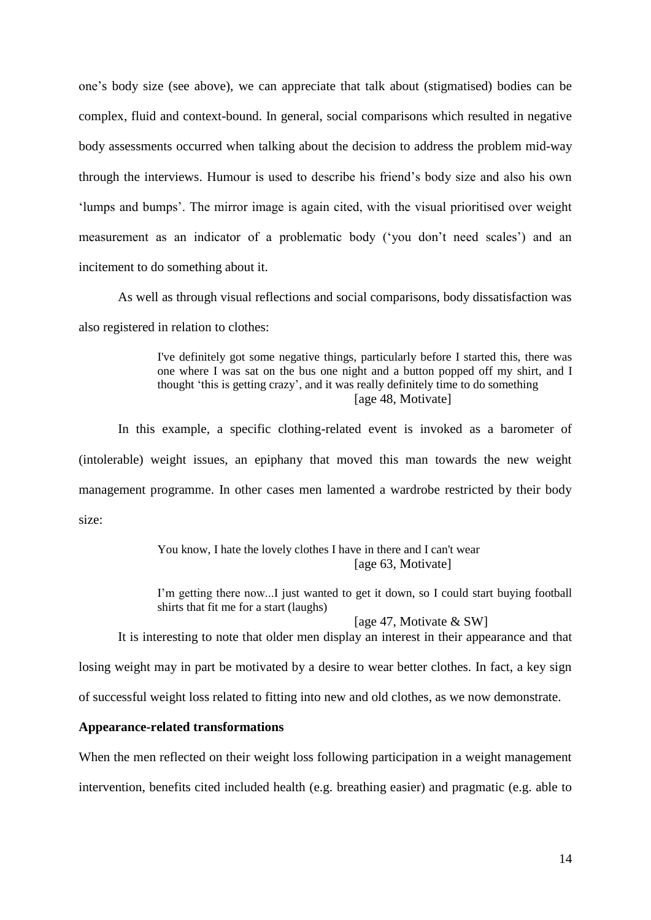one's body size (see above), we can appreciate that talk about (stigmatised) bodies can be complex, fluid and context-bound. In general, social comparisons which resulted in negative body assessments occurred when talking about the decision to address the problem mid-way through the interviews. Humour is used to describe his friend's body size and also his own 'lumps and bumps'. The mirror image is again cited, with the visual prioritised over weight measurement as an indicator of a problematic body ('you don't need scales') and an incitement to do something about it.

As well as through visual reflections and social comparisons, body dissatisfaction was also registered in relation to clothes:

> I've definitely got some negative things, particularly before I started this, there was one where I was sat on the bus one night and a button popped off my shirt, and I thought 'this is getting crazy', and it was really definitely time to do something
> [age 48, Motivate]

In this example, a specific clothing-related event is invoked as a barometer of (intolerable) weight issues, an epiphany that moved this man towards the new weight management programme. In other cases men lamented a wardrobe restricted by their body size:

> You know, I hate the lovely clothes I have in there and I can't wear
> [age 63, Motivate]

> I'm getting there now...I just wanted to get it down, so I could start buying football shirts that fit me for a start (laughs)
> [age 47, Motivate & SW]

It is interesting to note that older men display an interest in their appearance and that losing weight may in part be motivated by a desire to wear better clothes. In fact, a key sign of successful weight loss related to fitting into new and old clothes, as we now demonstrate.

**Appearance-related transformations**

When the men reflected on their weight loss following participation in a weight management intervention, benefits cited included health (e.g. breathing easier) and pragmatic (e.g. able to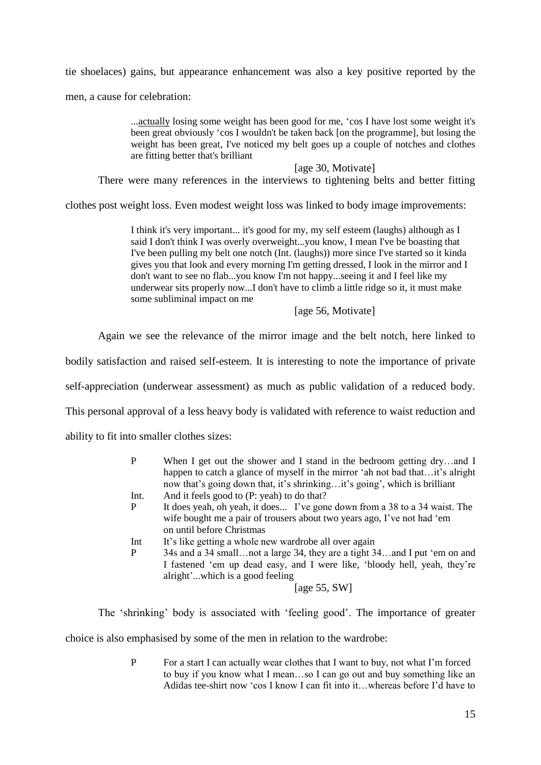tie shoelaces) gains, but appearance enhancement was also a key positive reported by the men, a cause for celebration:

> ...<u>actually</u> losing some weight has been good for me, 'cos I have lost some weight it's been great obviously 'cos I wouldn't be taken back [on the programme], but losing the weight has been great, I've noticed my belt goes up a couple of notches and clothes are fitting better that's brilliant
>
> [age 30, Motivate]

There were many references in the interviews to tightening belts and better fitting clothes post weight loss. Even modest weight loss was linked to body image improvements:

> I think it's very important... it's good for my, my self esteem (laughs) although as I said I don't think I was overly overweight...you know, I mean I've be boasting that I've been pulling my belt one notch (Int. (laughs)) more since I've started so it kinda gives you that look and every morning I'm getting dressed, I look in the mirror and I don't want to see no flab...you know I'm not happy...seeing it and I feel like my underwear sits properly now...I don't have to climb a little ridge so it, it must make some subliminal impact on me
>
> [age 56, Motivate]

Again we see the relevance of the mirror image and the belt notch, here linked to bodily satisfaction and raised self-esteem. It is interesting to note the importance of private self-appreciation (underwear assessment) as much as public validation of a reduced body. This personal approval of a less heavy body is validated with reference to waist reduction and ability to fit into smaller clothes sizes:

> P When I get out the shower and I stand in the bedroom getting dry…and I happen to catch a glance of myself in the mirror 'ah not bad that…it's alright now that's going down that, it's shrinking…it's going', which is brilliant
>
> Int. And it feels good to (P: yeah) to do that?
>
> P It does yeah, oh yeah, it does... I've gone down from a 38 to a 34 waist. The wife bought me a pair of trousers about two years ago, I've not had 'em on until before Christmas
>
> Int It's like getting a whole new wardrobe all over again
>
> P 34s and a 34 small…not a large 34, they are a tight 34…and I put 'em on and I fastened 'em up dead easy, and I were like, 'bloody hell, yeah, they're alright'...which is a good feeling
>
> [age 55, SW]

The 'shrinking' body is associated with 'feeling good'. The importance of greater choice is also emphasised by some of the men in relation to the wardrobe:

> P For a start I can actually wear clothes that I want to buy, not what I'm forced to buy if you know what I mean…so I can go out and buy something like an Adidas tee-shirt now 'cos I know I can fit into it…whereas before I'd have to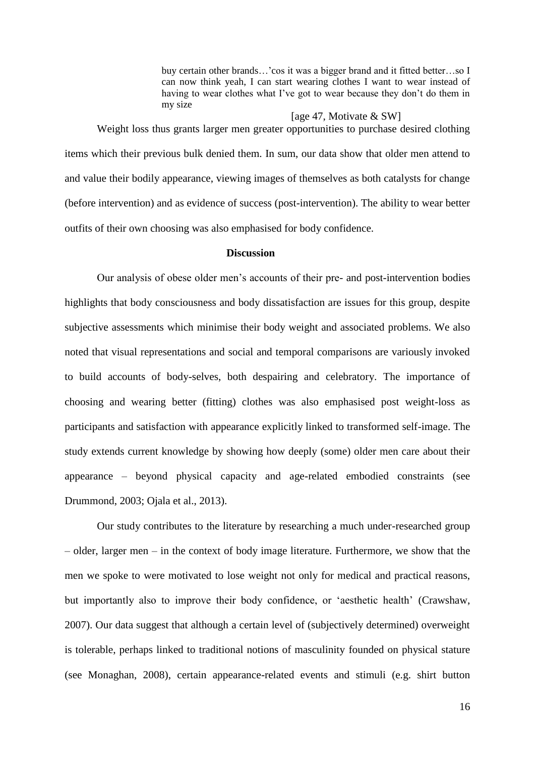> buy certain other brands…'cos it was a bigger brand and it fitted better…so I can now think yeah, I can start wearing clothes I want to wear instead of having to wear clothes what I've got to wear because they don't do them in my size
>
> [age 47, Motivate & SW]

Weight loss thus grants larger men greater opportunities to purchase desired clothing items which their previous bulk denied them. In sum, our data show that older men attend to and value their bodily appearance, viewing images of themselves as both catalysts for change (before intervention) and as evidence of success (post-intervention). The ability to wear better outfits of their own choosing was also emphasised for body confidence.

## Discussion

Our analysis of obese older men's accounts of their pre- and post-intervention bodies highlights that body consciousness and body dissatisfaction are issues for this group, despite subjective assessments which minimise their body weight and associated problems. We also noted that visual representations and social and temporal comparisons are variously invoked to build accounts of body-selves, both despairing and celebratory. The importance of choosing and wearing better (fitting) clothes was also emphasised post weight-loss as participants and satisfaction with appearance explicitly linked to transformed self-image. The study extends current knowledge by showing how deeply (some) older men care about their appearance – beyond physical capacity and age-related embodied constraints (see Drummond, 2003; Ojala et al., 2013).

Our study contributes to the literature by researching a much under-researched group – older, larger men – in the context of body image literature. Furthermore, we show that the men we spoke to were motivated to lose weight not only for medical and practical reasons, but importantly also to improve their body confidence, or 'aesthetic health' (Crawshaw, 2007). Our data suggest that although a certain level of (subjectively determined) overweight is tolerable, perhaps linked to traditional notions of masculinity founded on physical stature (see Monaghan, 2008), certain appearance-related events and stimuli (e.g. shirt button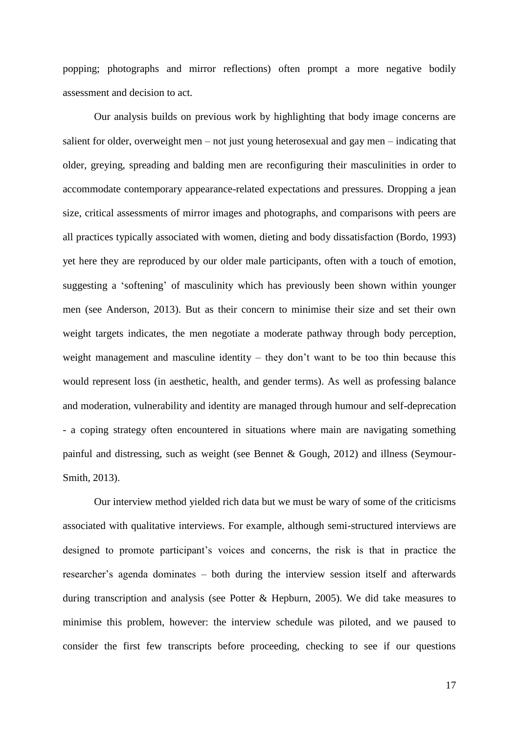popping; photographs and mirror reflections) often prompt a more negative bodily assessment and decision to act.

Our analysis builds on previous work by highlighting that body image concerns are salient for older, overweight men – not just young heterosexual and gay men – indicating that older, greying, spreading and balding men are reconfiguring their masculinities in order to accommodate contemporary appearance-related expectations and pressures. Dropping a jean size, critical assessments of mirror images and photographs, and comparisons with peers are all practices typically associated with women, dieting and body dissatisfaction (Bordo, 1993) yet here they are reproduced by our older male participants, often with a touch of emotion, suggesting a 'softening' of masculinity which has previously been shown within younger men (see Anderson, 2013). But as their concern to minimise their size and set their own weight targets indicates, the men negotiate a moderate pathway through body perception, weight management and masculine identity – they don't want to be too thin because this would represent loss (in aesthetic, health, and gender terms). As well as professing balance and moderation, vulnerability and identity are managed through humour and self-deprecation - a coping strategy often encountered in situations where main are navigating something painful and distressing, such as weight (see Bennet & Gough, 2012) and illness (Seymour-Smith, 2013).

Our interview method yielded rich data but we must be wary of some of the criticisms associated with qualitative interviews. For example, although semi-structured interviews are designed to promote participant's voices and concerns, the risk is that in practice the researcher's agenda dominates – both during the interview session itself and afterwards during transcription and analysis (see Potter & Hepburn, 2005). We did take measures to minimise this problem, however: the interview schedule was piloted, and we paused to consider the first few transcripts before proceeding, checking to see if our questions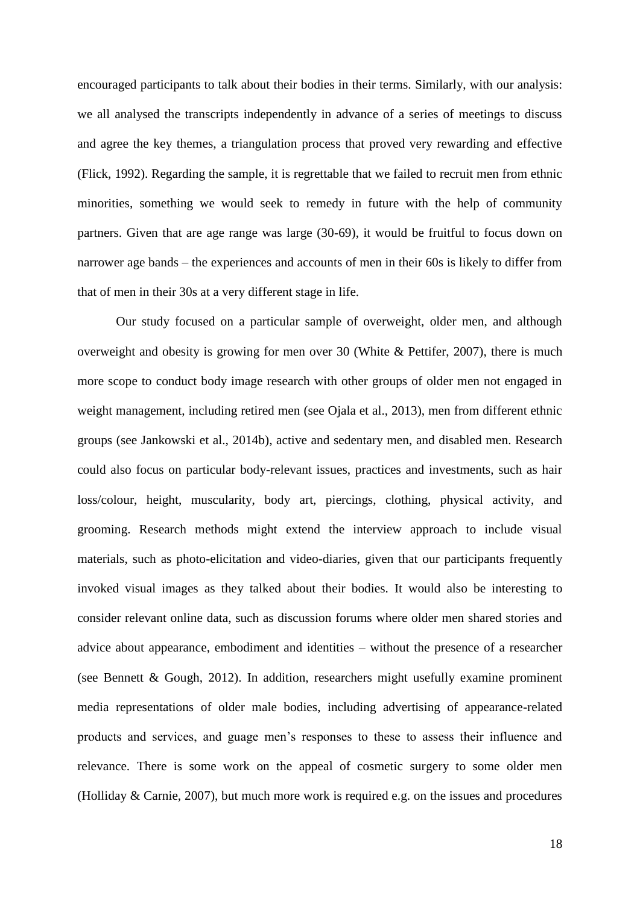encouraged participants to talk about their bodies in their terms. Similarly, with our analysis: we all analysed the transcripts independently in advance of a series of meetings to discuss and agree the key themes, a triangulation process that proved very rewarding and effective (Flick, 1992). Regarding the sample, it is regrettable that we failed to recruit men from ethnic minorities, something we would seek to remedy in future with the help of community partners. Given that are age range was large (30-69), it would be fruitful to focus down on narrower age bands – the experiences and accounts of men in their 60s is likely to differ from that of men in their 30s at a very different stage in life.

Our study focused on a particular sample of overweight, older men, and although overweight and obesity is growing for men over 30 (White & Pettifer, 2007), there is much more scope to conduct body image research with other groups of older men not engaged in weight management, including retired men (see Ojala et al., 2013), men from different ethnic groups (see Jankowski et al., 2014b), active and sedentary men, and disabled men. Research could also focus on particular body-relevant issues, practices and investments, such as hair loss/colour, height, muscularity, body art, piercings, clothing, physical activity, and grooming. Research methods might extend the interview approach to include visual materials, such as photo-elicitation and video-diaries, given that our participants frequently invoked visual images as they talked about their bodies. It would also be interesting to consider relevant online data, such as discussion forums where older men shared stories and advice about appearance, embodiment and identities – without the presence of a researcher (see Bennett & Gough, 2012). In addition, researchers might usefully examine prominent media representations of older male bodies, including advertising of appearance-related products and services, and guage men's responses to these to assess their influence and relevance. There is some work on the appeal of cosmetic surgery to some older men (Holliday & Carnie, 2007), but much more work is required e.g. on the issues and procedures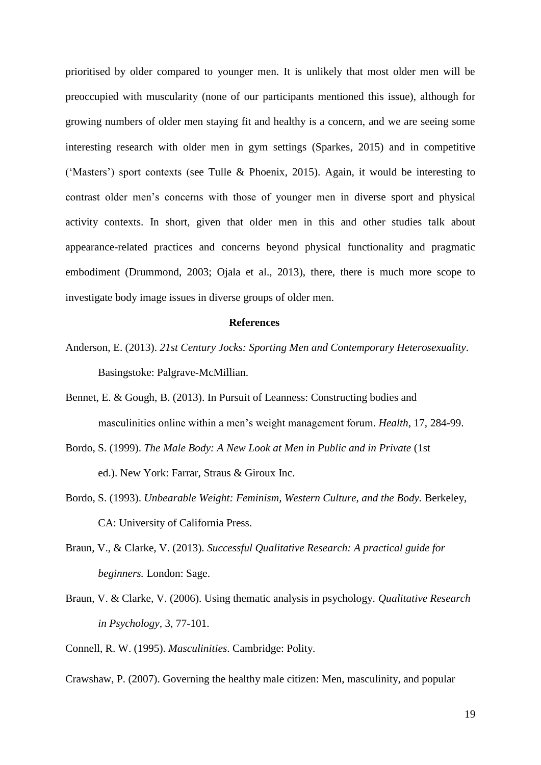prioritised by older compared to younger men. It is unlikely that most older men will be preoccupied with muscularity (none of our participants mentioned this issue), although for growing numbers of older men staying fit and healthy is a concern, and we are seeing some interesting research with older men in gym settings (Sparkes, 2015) and in competitive ('Masters') sport contexts (see Tulle & Phoenix, 2015). Again, it would be interesting to contrast older men's concerns with those of younger men in diverse sport and physical activity contexts. In short, given that older men in this and other studies talk about appearance-related practices and concerns beyond physical functionality and pragmatic embodiment (Drummond, 2003; Ojala et al., 2013), there, there is much more scope to investigate body image issues in diverse groups of older men.

## References

Anderson, E. (2013). *21st Century Jocks: Sporting Men and Contemporary Heterosexuality*. Basingstoke: Palgrave-McMillian.

Bennet, E. & Gough, B. (2013). In Pursuit of Leanness: Constructing bodies and masculinities online within a men's weight management forum. *Health*, 17, 284-99.

Bordo, S. (1999). *The Male Body: A New Look at Men in Public and in Private* (1st ed.). New York: Farrar, Straus & Giroux Inc.

Bordo, S. (1993). *Unbearable Weight: Feminism, Western Culture, and the Body.* Berkeley, CA: University of California Press.

Braun, V., & Clarke, V. (2013). *Successful Qualitative Research: A practical guide for beginners.* London: Sage.

Braun, V. & Clarke, V. (2006). Using thematic analysis in psychology. *Qualitative Research in Psychology*, 3, 77-101.

Connell, R. W. (1995). *Masculinities*. Cambridge: Polity.

Crawshaw, P. (2007). Governing the healthy male citizen: Men, masculinity, and popular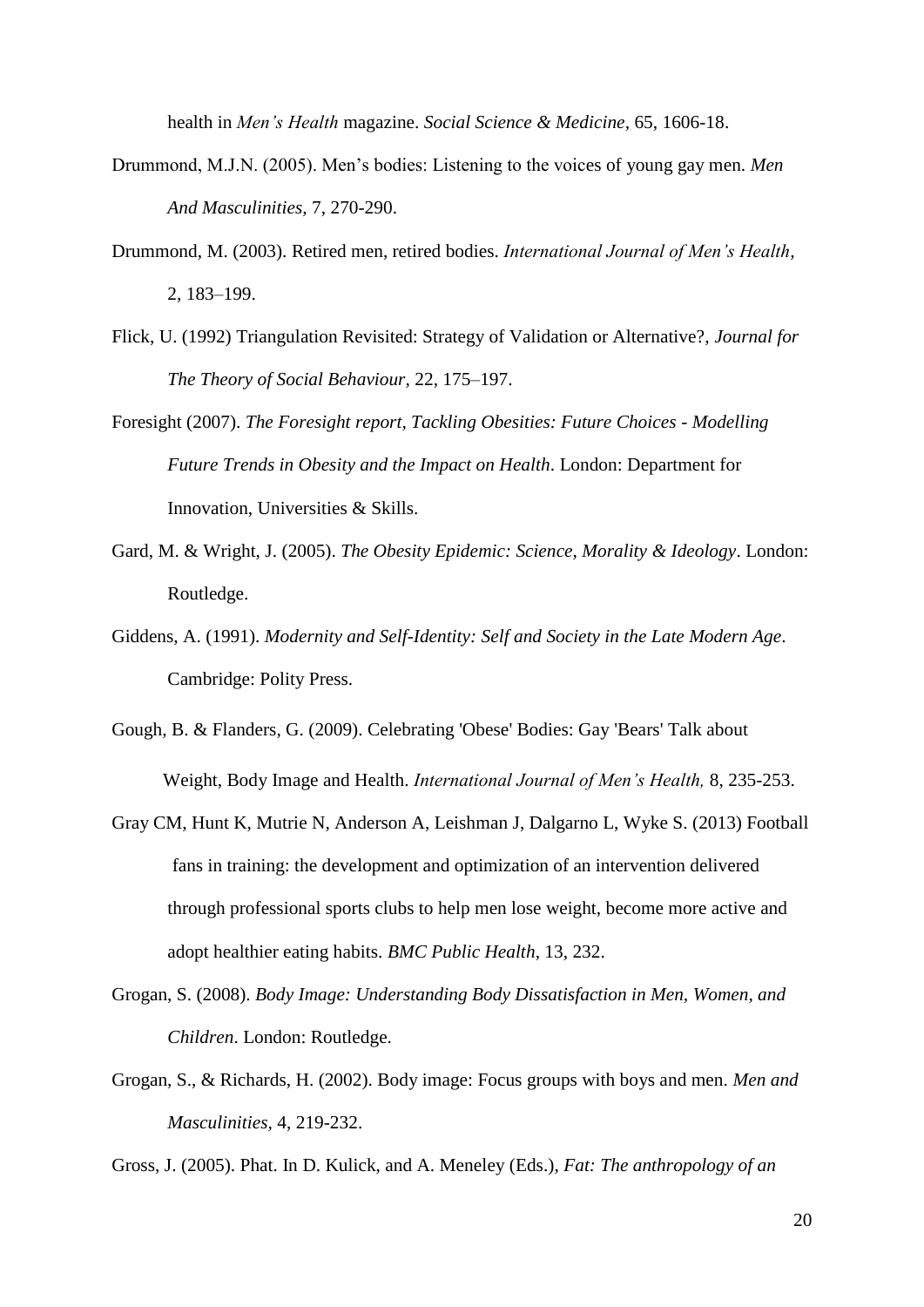health in *Men's Health* magazine. *Social Science & Medicine,* 65, 1606-18.

Drummond, M.J.N. (2005). Men's bodies: Listening to the voices of young gay men. *Men And Masculinities*, 7, 270-290.

Drummond, M. (2003). Retired men, retired bodies. *International Journal of Men's Health*, 2, 183–199.

Flick, U. (1992) Triangulation Revisited: Strategy of Validation or Alternative?, *Journal for The Theory of Social Behaviour*, 22, 175–197.

Foresight (2007). *The Foresight report, Tackling Obesities: Future Choices - Modelling Future Trends in Obesity and the Impact on Health*. London: Department for Innovation, Universities & Skills.

Gard, M. & Wright, J. (2005). *The Obesity Epidemic: Science, Morality & Ideology*. London: Routledge.

Giddens, A. (1991). *Modernity and Self-Identity: Self and Society in the Late Modern Age*. Cambridge: Polity Press.

Gough, B. & Flanders, G. (2009). Celebrating 'Obese' Bodies: Gay 'Bears' Talk about Weight, Body Image and Health. *International Journal of Men's Health,* 8, 235-253.

Gray CM, Hunt K, Mutrie N, Anderson A, Leishman J, Dalgarno L, Wyke S. (2013) Football fans in training: the development and optimization of an intervention delivered through professional sports clubs to help men lose weight, become more active and adopt healthier eating habits. *BMC Public Health*, 13, 232.

Grogan, S. (2008). *Body Image: Understanding Body Dissatisfaction in Men, Women, and Children*. London: Routledge.

Grogan, S., & Richards, H. (2002). Body image: Focus groups with boys and men. *Men and Masculinities,* 4, 219-232.

Gross, J. (2005). Phat. In D. Kulick, and A. Meneley (Eds.), *Fat: The anthropology of an*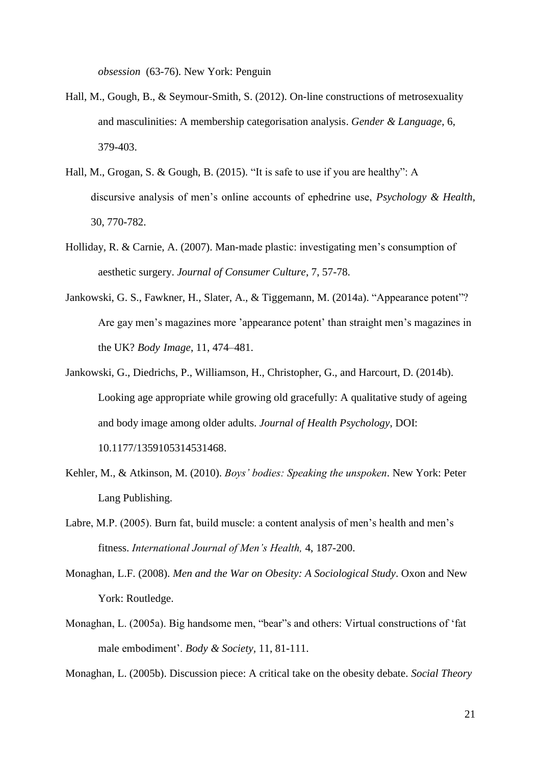*obsession* (63-76). New York: Penguin

Hall, M., Gough, B., & Seymour-Smith, S. (2012). On-line constructions of metrosexuality and masculinities: A membership categorisation analysis. *Gender & Language*, 6, 379-403.

Hall, M., Grogan, S. & Gough, B. (2015). "It is safe to use if you are healthy": A discursive analysis of men's online accounts of ephedrine use, *Psychology & Health*, 30, 770-782.

Holliday, R. & Carnie, A. (2007). Man-made plastic: investigating men's consumption of aesthetic surgery. *Journal of Consumer Culture*, 7, 57-78.

Jankowski, G. S., Fawkner, H., Slater, A., & Tiggemann, M. (2014a). "Appearance potent"? Are gay men's magazines more 'appearance potent' than straight men's magazines in the UK? *Body Image*, 11, 474–481.

Jankowski, G., Diedrichs, P., Williamson, H., Christopher, G., and Harcourt, D. (2014b). Looking age appropriate while growing old gracefully: A qualitative study of ageing and body image among older adults. *Journal of Health Psychology*, DOI: 10.1177/1359105314531468.

Kehler, M., & Atkinson, M. (2010). *Boys' bodies: Speaking the unspoken*. New York: Peter Lang Publishing.

Labre, M.P. (2005). Burn fat, build muscle: a content analysis of men's health and men's fitness. *International Journal of Men's Health,* 4, 187-200.

Monaghan, L.F. (2008). *Men and the War on Obesity: A Sociological Study*. Oxon and New York: Routledge.

Monaghan, L. (2005a). Big handsome men, "bear"s and others: Virtual constructions of 'fat male embodiment'. *Body & Society*, 11, 81-111.

Monaghan, L. (2005b). Discussion piece: A critical take on the obesity debate. *Social Theory*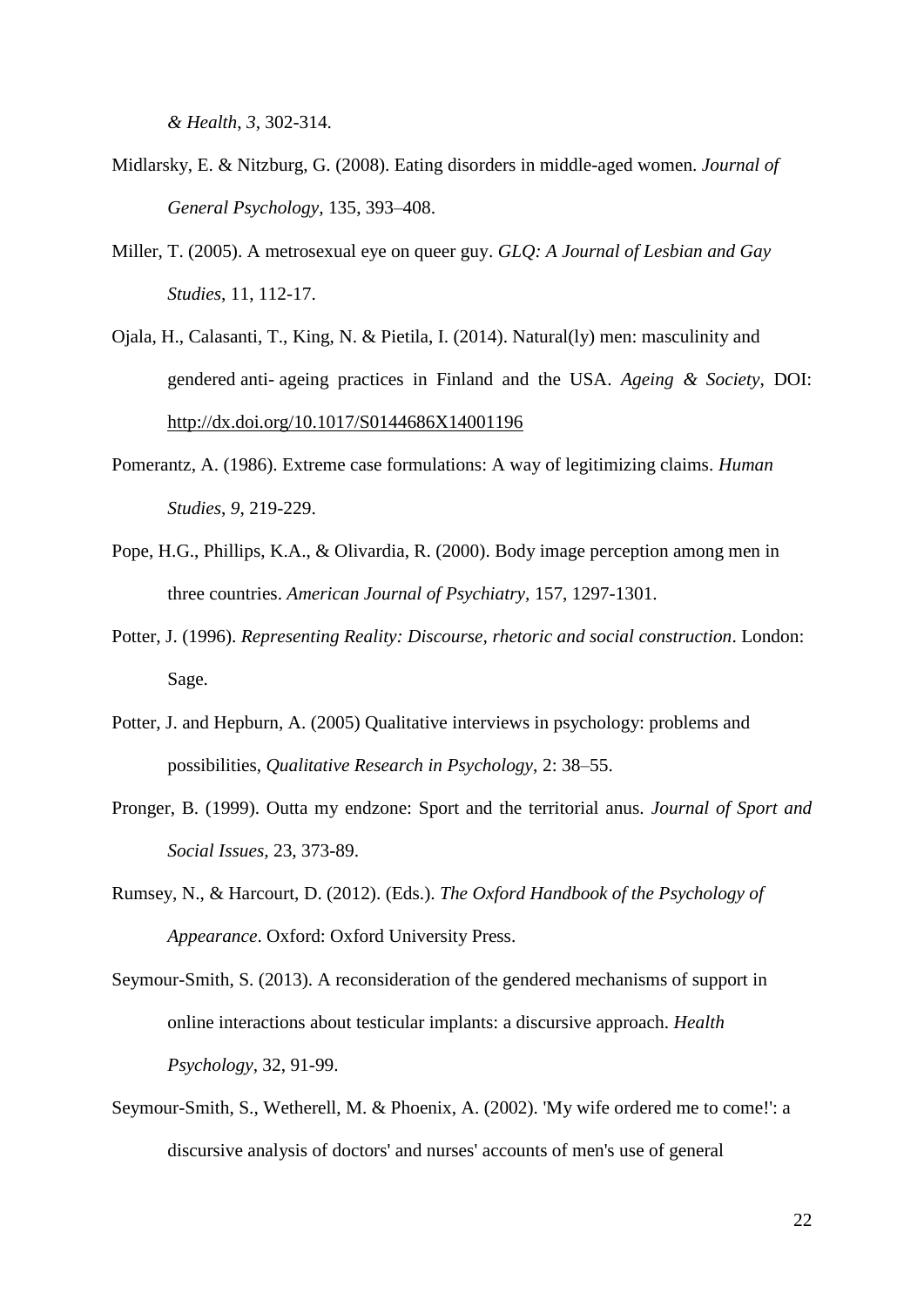*& Health*, *3*, 302-314.

Midlarsky, E. & Nitzburg, G. (2008). Eating disorders in middle-aged women. *Journal of General Psychology,* 135, 393–408.

Miller, T. (2005). A metrosexual eye on queer guy. *GLQ: A Journal of Lesbian and Gay Studies*, 11, 112-17.

Ojala, H., Calasanti, T., King, N. & Pietila, I. (2014). Natural(ly) men: masculinity and gendered anti- ageing practices in Finland and the USA. *Ageing & Society*, DOI: http://dx.doi.org/10.1017/S0144686X14001196

Pomerantz, A. (1986). Extreme case formulations: A way of legitimizing claims. *Human Studies*, *9*, 219-229.

Pope, H.G., Phillips, K.A., & Olivardia, R. (2000). Body image perception among men in three countries. *American Journal of Psychiatry,* 157, 1297-1301.

Potter, J. (1996). *Representing Reality: Discourse, rhetoric and social construction*. London: Sage.

Potter, J. and Hepburn, A. (2005) Qualitative interviews in psychology: problems and possibilities, *Qualitative Research in Psychology*, 2: 38–55.

Pronger, B. (1999). Outta my endzone: Sport and the territorial anus. *Journal of Sport and Social Issues*, 23, 373-89.

Rumsey, N., & Harcourt, D. (2012). (Eds.). *The Oxford Handbook of the Psychology of Appearance*. Oxford: Oxford University Press.

Seymour-Smith, S. (2013). A reconsideration of the gendered mechanisms of support in online interactions about testicular implants: a discursive approach. *Health Psychology*, 32, 91-99.

Seymour-Smith, S., Wetherell, M. & Phoenix, A. (2002). 'My wife ordered me to come!': a discursive analysis of doctors' and nurses' accounts of men's use of general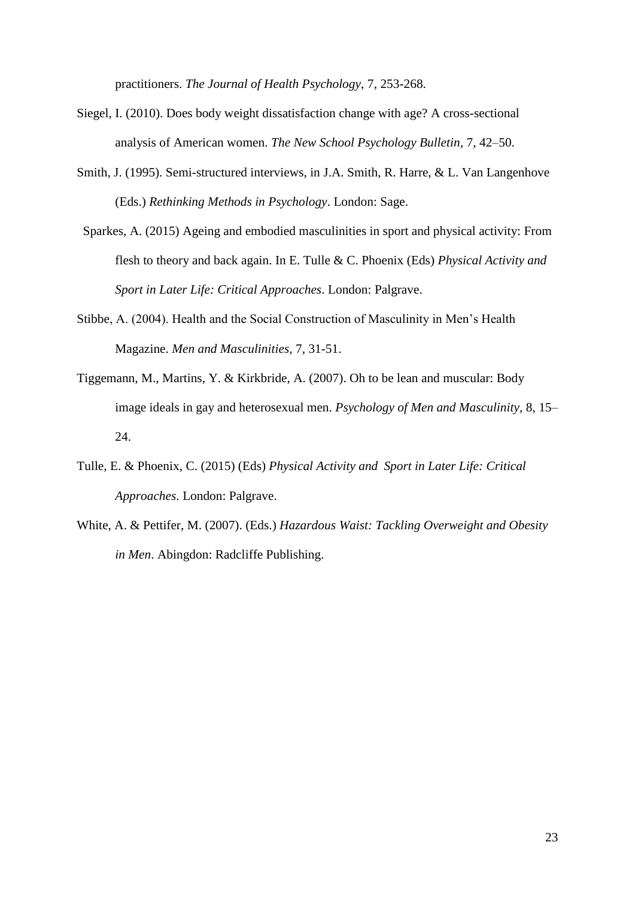practitioners. *The Journal of Health Psychology*, 7, 253-268.

Siegel, I. (2010). Does body weight dissatisfaction change with age? A cross-sectional analysis of American women. *The New School Psychology Bulletin,* 7, 42–50.

Smith, J. (1995). Semi-structured interviews, in J.A. Smith, R. Harre, & L. Van Langenhove (Eds.) *Rethinking Methods in Psychology*. London: Sage.

Sparkes, A. (2015) Ageing and embodied masculinities in sport and physical activity: From flesh to theory and back again. In E. Tulle & C. Phoenix (Eds) *Physical Activity and Sport in Later Life: Critical Approaches*. London: Palgrave.

Stibbe, A. (2004). Health and the Social Construction of Masculinity in Men's Health Magazine. *Men and Masculinities,* 7, 31-51.

Tiggemann, M., Martins, Y. & Kirkbride, A. (2007). Oh to be lean and muscular: Body image ideals in gay and heterosexual men. *Psychology of Men and Masculinity,* 8, 15–24.

Tulle, E. & Phoenix, C. (2015) (Eds) *Physical Activity and Sport in Later Life: Critical Approaches*. London: Palgrave.

White, A. & Pettifer, M. (2007). (Eds.) *Hazardous Waist: Tackling Overweight and Obesity in Men*. Abingdon: Radcliffe Publishing.